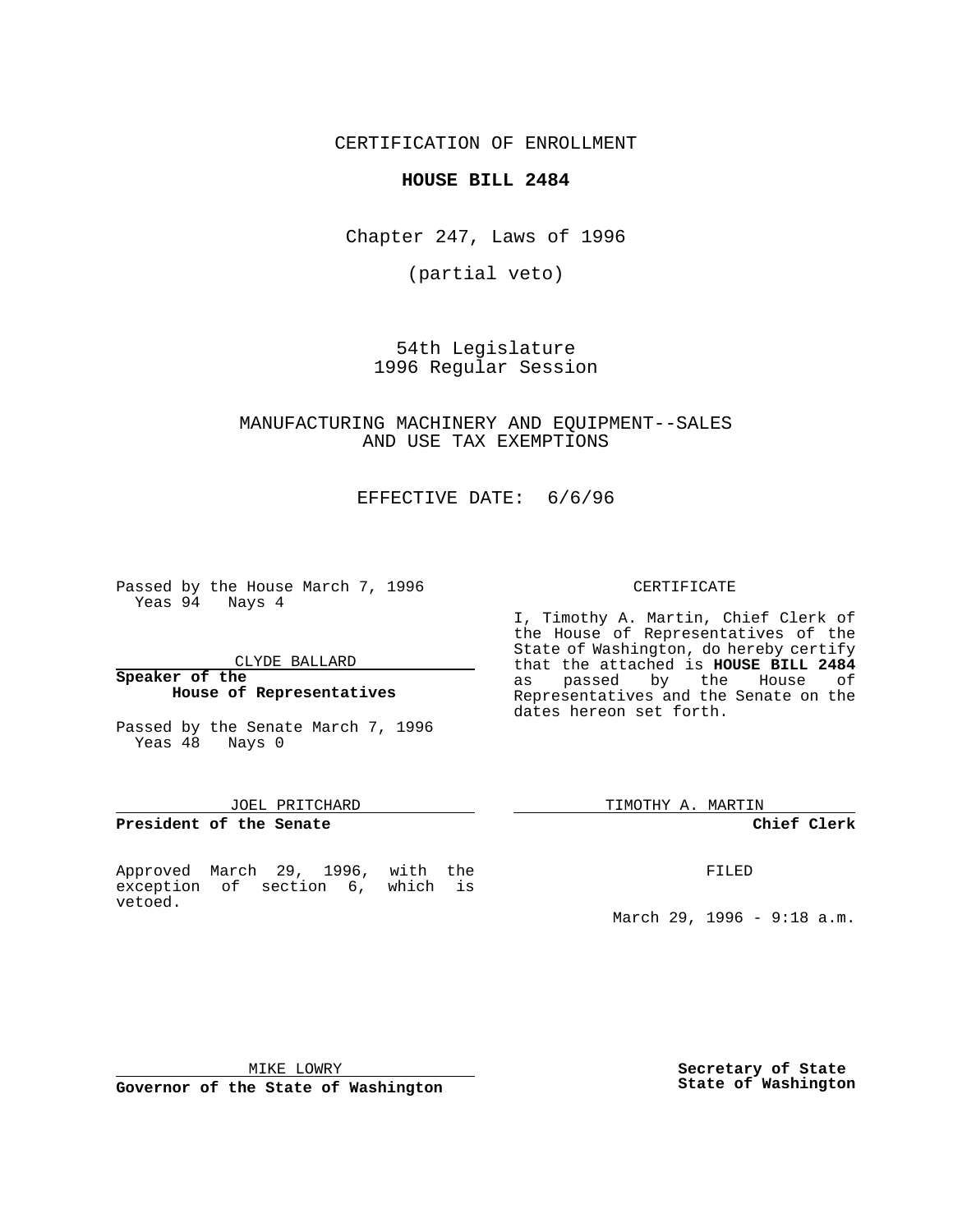CERTIFICATION OF ENROLLMENT

**HOUSE BILL 2484**

Chapter 247, Laws of 1996

(partial veto)

54th Legislature
1996 Regular Session

MANUFACTURING MACHINERY AND EQUIPMENT--SALES AND USE TAX EXEMPTIONS

EFFECTIVE DATE: 6/6/96

Passed by the House March 7, 1996
Yeas 94 Nays 4

CLYDE BALLARD

**Speaker of the House of Representatives**

Passed by the Senate March 7, 1996
Yeas 48 Nays 0

JOEL PRITCHARD

**President of the Senate**

Approved March 29, 1996, with the exception of section 6, which is vetoed.

MIKE LOWRY

**Governor of the State of Washington**

CERTIFICATE

I, Timothy A. Martin, Chief Clerk of the House of Representatives of the State of Washington, do hereby certify that the attached is **HOUSE BILL 2484** as passed by the House of Representatives and the Senate on the dates hereon set forth.

TIMOTHY A. MARTIN

**Chief Clerk**

FILED

March 29, 1996 - 9:18 a.m.

**Secretary of State**
**State of Washington**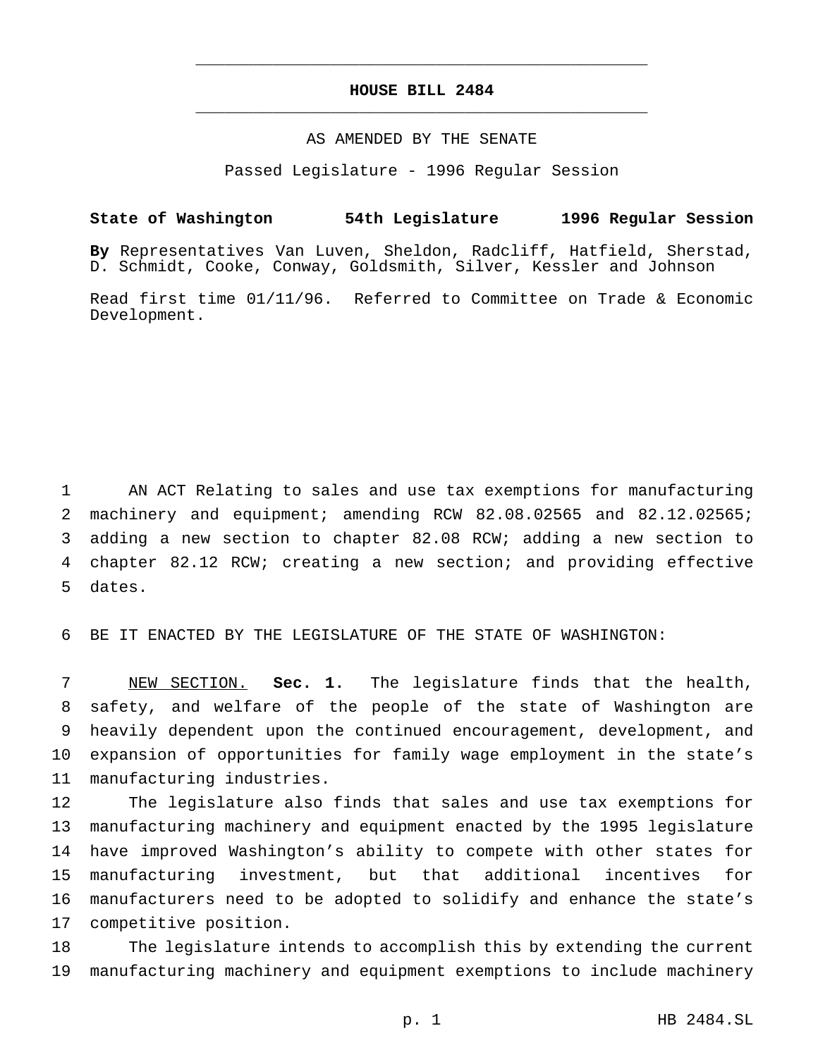# HOUSE BILL 2484

AS AMENDED BY THE SENATE

Passed Legislature - 1996 Regular Session

**State of Washington 54th Legislature 1996 Regular Session**

**By** Representatives Van Luven, Sheldon, Radcliff, Hatfield, Sherstad, D. Schmidt, Cooke, Conway, Goldsmith, Silver, Kessler and Johnson

Read first time 01/11/96. Referred to Committee on Trade & Economic Development.

AN ACT Relating to sales and use tax exemptions for manufacturing machinery and equipment; amending RCW 82.08.02565 and 82.12.02565; adding a new section to chapter 82.08 RCW; adding a new section to chapter 82.12 RCW; creating a new section; and providing effective dates.

BE IT ENACTED BY THE LEGISLATURE OF THE STATE OF WASHINGTON:

NEW SECTION. **Sec. 1.** The legislature finds that the health, safety, and welfare of the people of the state of Washington are heavily dependent upon the continued encouragement, development, and expansion of opportunities for family wage employment in the state's manufacturing industries.

The legislature also finds that sales and use tax exemptions for manufacturing machinery and equipment enacted by the 1995 legislature have improved Washington's ability to compete with other states for manufacturing investment, but that additional incentives for manufacturers need to be adopted to solidify and enhance the state's competitive position.

The legislature intends to accomplish this by extending the current manufacturing machinery and equipment exemptions to include machinery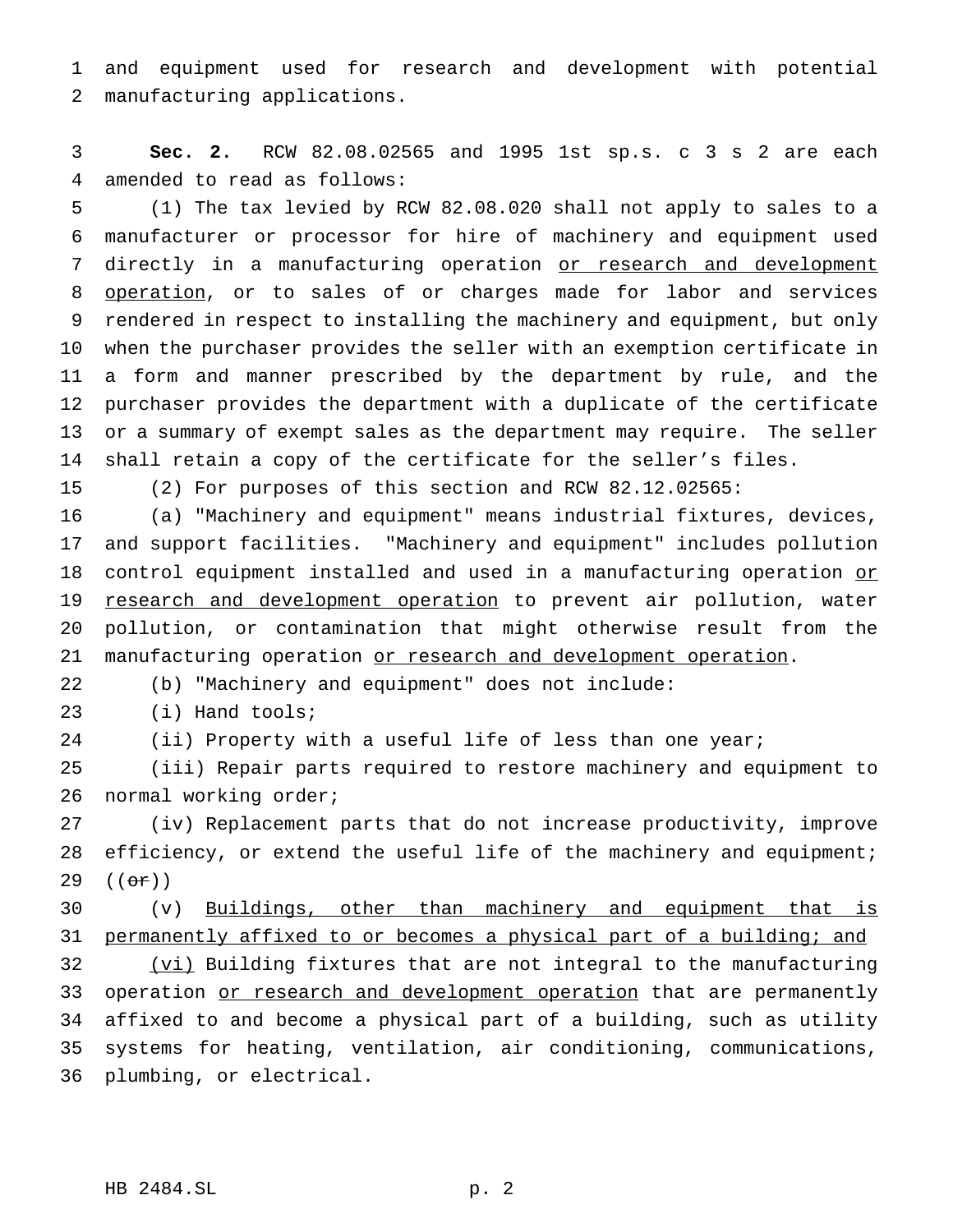and equipment used for research and development with potential manufacturing applications.

**Sec. 2.** RCW 82.08.02565 and 1995 1st sp.s. c 3 s 2 are each amended to read as follows:

(1) The tax levied by RCW 82.08.020 shall not apply to sales to a manufacturer or processor for hire of machinery and equipment used directly in a manufacturing operation <u>or research and development operation</u>, or to sales of or charges made for labor and services rendered in respect to installing the machinery and equipment, but only when the purchaser provides the seller with an exemption certificate in a form and manner prescribed by the department by rule, and the purchaser provides the department with a duplicate of the certificate or a summary of exempt sales as the department may require. The seller shall retain a copy of the certificate for the seller's files.

(2) For purposes of this section and RCW 82.12.02565:

(a) "Machinery and equipment" means industrial fixtures, devices, and support facilities. "Machinery and equipment" includes pollution control equipment installed and used in a manufacturing operation <u>or research and development operation</u> to prevent air pollution, water pollution, or contamination that might otherwise result from the manufacturing operation <u>or research and development operation</u>.

(b) "Machinery and equipment" does not include:

(i) Hand tools;

(ii) Property with a useful life of less than one year;

(iii) Repair parts required to restore machinery and equipment to normal working order;

(iv) Replacement parts that do not increase productivity, improve efficiency, or extend the useful life of the machinery and equipment; ((~~or~~))

(v) <u>Buildings, other than machinery and equipment that is permanently affixed to or becomes a physical part of a building; and</u>

<u>(vi)</u> Building fixtures that are not integral to the manufacturing operation <u>or research and development operation</u> that are permanently affixed to and become a physical part of a building, such as utility systems for heating, ventilation, air conditioning, communications, plumbing, or electrical.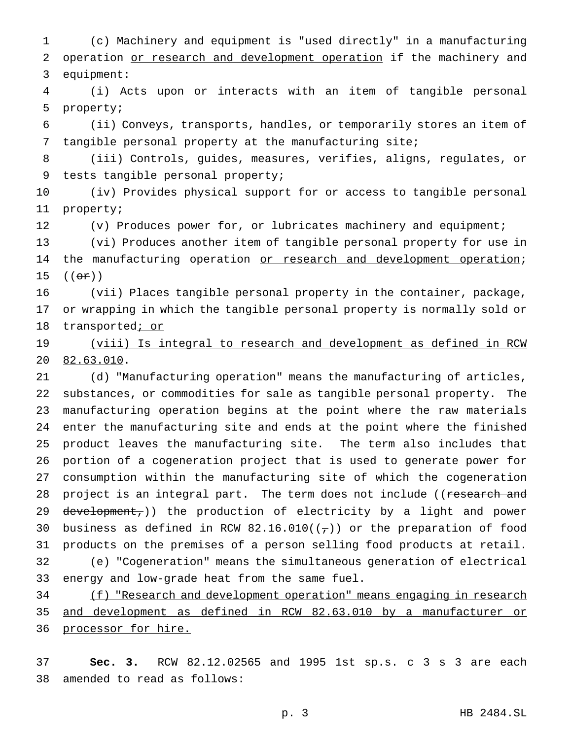(c) Machinery and equipment is "used directly" in a manufacturing operation <u>or research and development operation</u> if the machinery and equipment:

(i) Acts upon or interacts with an item of tangible personal property;

(ii) Conveys, transports, handles, or temporarily stores an item of tangible personal property at the manufacturing site;

(iii) Controls, guides, measures, verifies, aligns, regulates, or tests tangible personal property;

(iv) Provides physical support for or access to tangible personal property;

(v) Produces power for, or lubricates machinery and equipment;

(vi) Produces another item of tangible personal property for use in the manufacturing operation <u>or research and development operation</u>; ((~~or~~))

(vii) Places tangible personal property in the container, package, or wrapping in which the tangible personal property is normally sold or transported<u>; or</u>

<u>(viii) Is integral to research and development as defined in RCW 82.63.010</u>.

(d) "Manufacturing operation" means the manufacturing of articles, substances, or commodities for sale as tangible personal property. The manufacturing operation begins at the point where the raw materials enter the manufacturing site and ends at the point where the finished product leaves the manufacturing site. The term also includes that portion of a cogeneration project that is used to generate power for consumption within the manufacturing site of which the cogeneration project is an integral part. The term does not include ((~~research and development,~~)) the production of electricity by a light and power business as defined in RCW 82.16.010((~~,~~)) or the preparation of food products on the premises of a person selling food products at retail.

(e) "Cogeneration" means the simultaneous generation of electrical energy and low-grade heat from the same fuel.

<u>(f) "Research and development operation" means engaging in research and development as defined in RCW 82.63.010 by a manufacturer or processor for hire.</u>

**Sec. 3.** RCW 82.12.02565 and 1995 1st sp.s. c 3 s 3 are each amended to read as follows: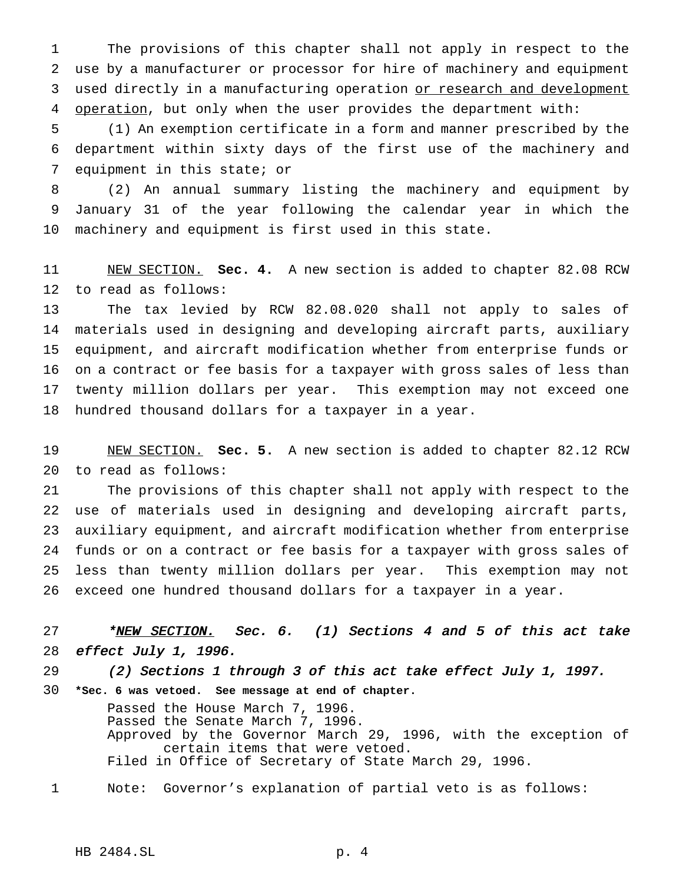The provisions of this chapter shall not apply in respect to the use by a manufacturer or processor for hire of machinery and equipment used directly in a manufacturing operation <u>or research and development operation</u>, but only when the user provides the department with:

(1) An exemption certificate in a form and manner prescribed by the department within sixty days of the first use of the machinery and equipment in this state; or

(2) An annual summary listing the machinery and equipment by January 31 of the year following the calendar year in which the machinery and equipment is first used in this state.

<u>NEW SECTION.</u> **Sec. 4.** A new section is added to chapter 82.08 RCW to read as follows:

The tax levied by RCW 82.08.020 shall not apply to sales of materials used in designing and developing aircraft parts, auxiliary equipment, and aircraft modification whether from enterprise funds or on a contract or fee basis for a taxpayer with gross sales of less than twenty million dollars per year. This exemption may not exceed one hundred thousand dollars for a taxpayer in a year.

<u>NEW SECTION.</u> **Sec. 5.** A new section is added to chapter 82.12 RCW to read as follows:

The provisions of this chapter shall not apply with respect to the use of materials used in designing and developing aircraft parts, auxiliary equipment, and aircraft modification whether from enterprise funds or on a contract or fee basis for a taxpayer with gross sales of less than twenty million dollars per year. This exemption may not exceed one hundred thousand dollars for a taxpayer in a year.

*\*<u>NEW SECTION.</u> Sec. 6. (1) Sections 4 and 5 of this act take effect July 1, 1996.*

*(2) Sections 1 through 3 of this act take effect July 1, 1997.*

**\*Sec. 6 was vetoed. See message at end of chapter.**

Passed the House March 7, 1996.
Passed the Senate March 7, 1996.
Approved by the Governor March 29, 1996, with the exception of certain items that were vetoed.
Filed in Office of Secretary of State March 29, 1996.

Note: Governor's explanation of partial veto is as follows: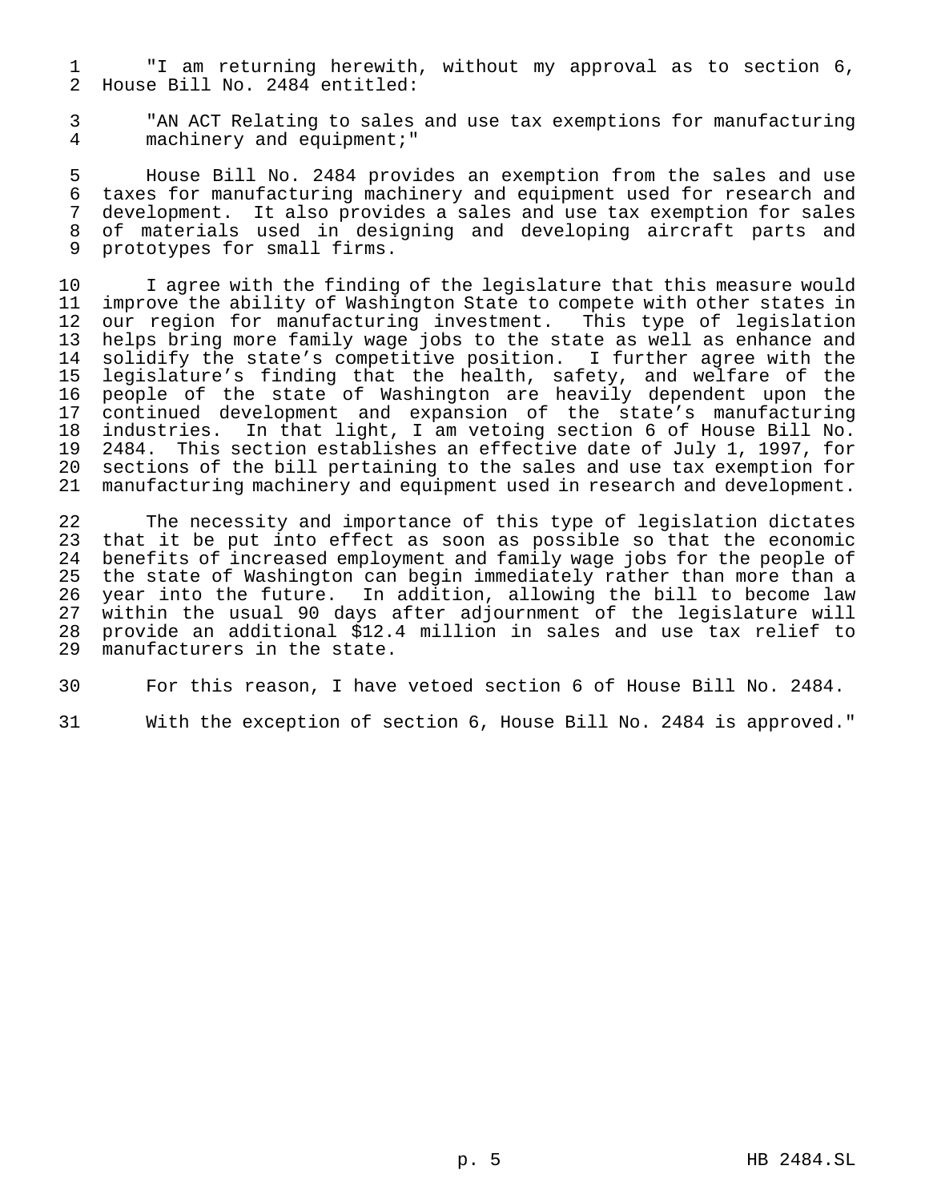"I am returning herewith, without my approval as to section 6, House Bill No. 2484 entitled:

"AN ACT Relating to sales and use tax exemptions for manufacturing machinery and equipment;"

House Bill No. 2484 provides an exemption from the sales and use taxes for manufacturing machinery and equipment used for research and development. It also provides a sales and use tax exemption for sales of materials used in designing and developing aircraft parts and prototypes for small firms.

I agree with the finding of the legislature that this measure would improve the ability of Washington State to compete with other states in our region for manufacturing investment. This type of legislation helps bring more family wage jobs to the state as well as enhance and solidify the state's competitive position. I further agree with the legislature's finding that the health, safety, and welfare of the people of the state of Washington are heavily dependent upon the continued development and expansion of the state's manufacturing industries. In that light, I am vetoing section 6 of House Bill No. 2484. This section establishes an effective date of July 1, 1997, for sections of the bill pertaining to the sales and use tax exemption for manufacturing machinery and equipment used in research and development.

The necessity and importance of this type of legislation dictates that it be put into effect as soon as possible so that the economic benefits of increased employment and family wage jobs for the people of the state of Washington can begin immediately rather than more than a year into the future. In addition, allowing the bill to become law within the usual 90 days after adjournment of the legislature will provide an additional $12.4 million in sales and use tax relief to manufacturers in the state.

For this reason, I have vetoed section 6 of House Bill No. 2484.

With the exception of section 6, House Bill No. 2484 is approved."